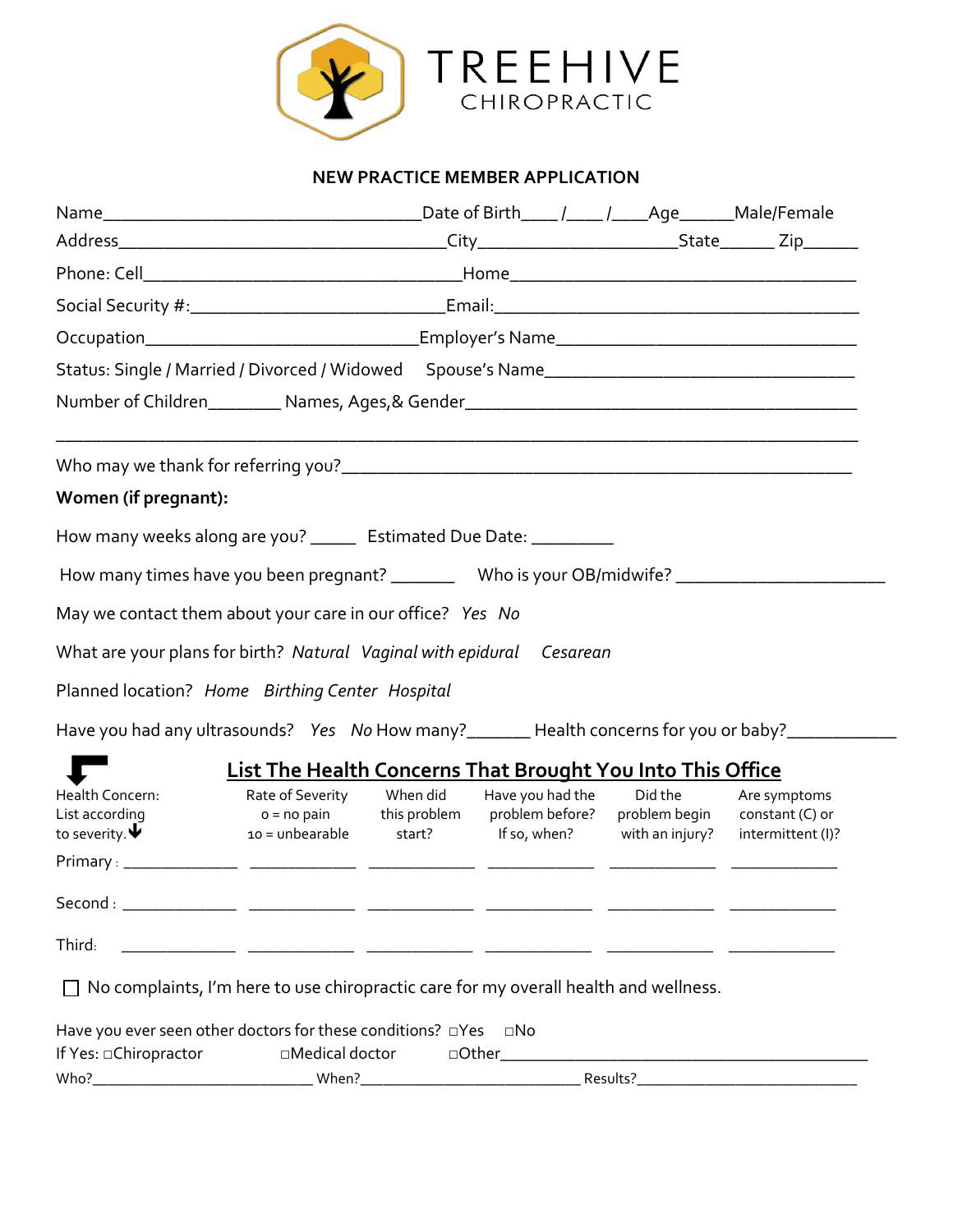# TREEHIVE CHIROPRACTIC

## NEW PRACTICE MEMBER APPLICATION

Name__________________________________Date of Birth____ /____ /____Age______Male/Female

Address___________________________________City_____________________State______ Zip______

Phone: Cell__________________________________Home_____________________________________

Social Security #:___________________________Email:_______________________________________

Occupation_____________________________Employer's Name_________________________________

Status: Single / Married / Divorced / Widowed     Spouse's Name_________________________________

Number of Children________ Names, Ages,& Gender__________________________________________

_________________________________________________________________________________

Who may we thank for referring you?______________________________________________________

**Women (if pregnant):**

How many weeks along are you? _____  Estimated Due Date: _________

How many times have you been pregnant? _______   Who is your OB/midwife? ______________________

May we contact them about your care in our office? *Yes  No*

What are your plans for birth? *Natural  Vaginal with epidural   Cesarean*

Planned location? *Home  Birthing Center  Hospital*

Have you had any ultrasounds? *Yes  No* How many?_______ Health concerns for you or baby?____________

## List The Health Concerns That Brought You Into This Office

| Health Concern: List according to severity. | Rate of Severity 0 = no pain 10 = unbearable | When did this problem start? | Have you had the problem before? If so, when? | Did the problem begin with an injury? | Are symptoms constant (C) or intermittent (I)? |
|---|---|---|---|---|---|
| Primary : | | | | | |
| Second : | | | | | |
| Third: | | | | | |

☐ No complaints, I'm here to use chiropractic care for my overall health and wellness.

Have you ever seen other doctors for these conditions? ☐Yes  ☐No

If Yes: ☐Chiropractor    ☐Medical doctor    ☐Other_____________________________________________

Who?___________________________ When?___________________________ Results?___________________________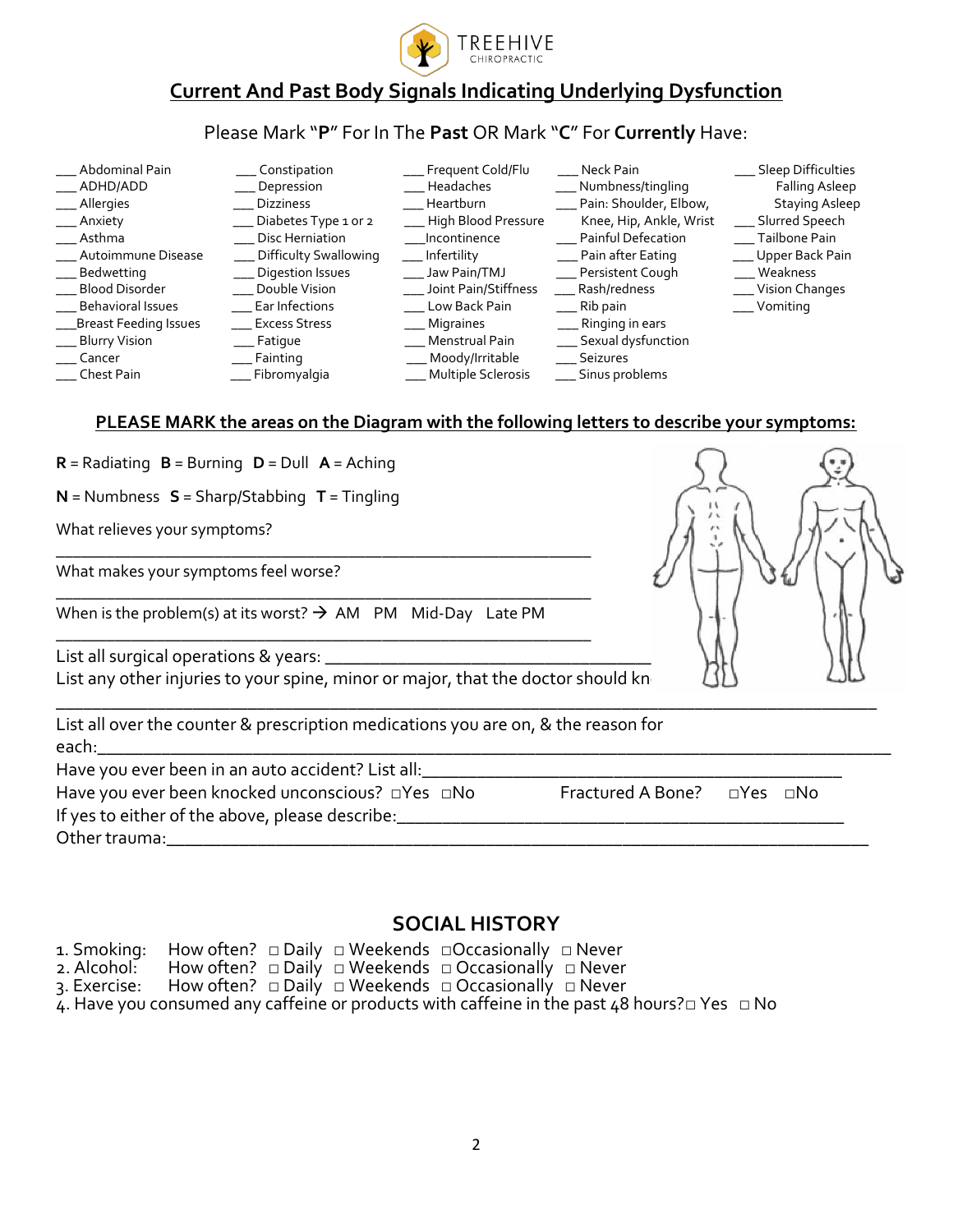TREEHIVE CHIROPRACTIC

## Current And Past Body Signals Indicating Underlying Dysfunction

Please Mark "**P**" For In The **Past** OR Mark "**C**" For **Currently** Have:

___ Abdominal Pain
___ ADHD/ADD
___ Allergies
___ Anxiety
___ Asthma
___ Autoimmune Disease
___ Bedwetting
___ Blood Disorder
___ Behavioral Issues
___Breast Feeding Issues
___ Blurry Vision
___ Cancer
___ Chest Pain
___ Constipation
___ Depression
___ Dizziness
___ Diabetes Type 1 or 2
___ Disc Herniation
___ Difficulty Swallowing
___ Digestion Issues
___ Double Vision
___ Ear Infections
___ Excess Stress
___ Fatigue
___ Fainting
___ Fibromyalgia
___ Frequent Cold/Flu
___ Headaches
___ Heartburn
___ High Blood Pressure
___Incontinence
___ Infertility
___ Jaw Pain/TMJ
___ Joint Pain/Stiffness
___ Low Back Pain
___ Migraines
___ Menstrual Pain
___ Moody/Irritable
___ Multiple Sclerosis
___ Neck Pain
___ Numbness/tingling
___ Pain: Shoulder, Elbow, Knee, Hip, Ankle, Wrist
___ Painful Defecation
___ Pain after Eating
___ Persistent Cough
___ Rash/redness
___ Rib pain
___ Ringing in ears
___ Sexual dysfunction
___ Seizures
___ Sinus problems
___ Sleep Difficulties Falling Asleep Staying Asleep
___ Slurred Speech
___ Tailbone Pain
___ Upper Back Pain
___ Weakness
___ Vision Changes
___ Vomiting

### PLEASE MARK the areas on the Diagram with the following letters to describe your symptoms:

**R** = Radiating **B** = Burning **D** = Dull **A** = Aching

**N** = Numbness **S** = Sharp/Stabbing **T** = Tingling

What relieves your symptoms? ________________________________________________

What makes your symptoms feel worse? ________________________________________________

When is the problem(s) at its worst? → AM PM Mid-Day Late PM ________________________________________________

List all surgical operations & years: ________________________________

List any other injuries to your spine, minor or major, that the doctor should kn ________________________________________________

List all over the counter & prescription medications you are on, & the reason for each:________________________________________________

Have you ever been in an auto accident? List all:________________________________________________

Have you ever been knocked unconscious? □Yes □No  Fractured A Bone? □Yes □No

If yes to either of the above, please describe:________________________________________________

Other trauma:________________________________________________

## SOCIAL HISTORY

1. Smoking: How often? □ Daily □ Weekends □Occasionally □ Never
2. Alcohol: How often? □ Daily □ Weekends □ Occasionally □ Never
3. Exercise: How often? □ Daily □ Weekends □ Occasionally □ Never
4. Have you consumed any caffeine or products with caffeine in the past 48 hours?□ Yes □ No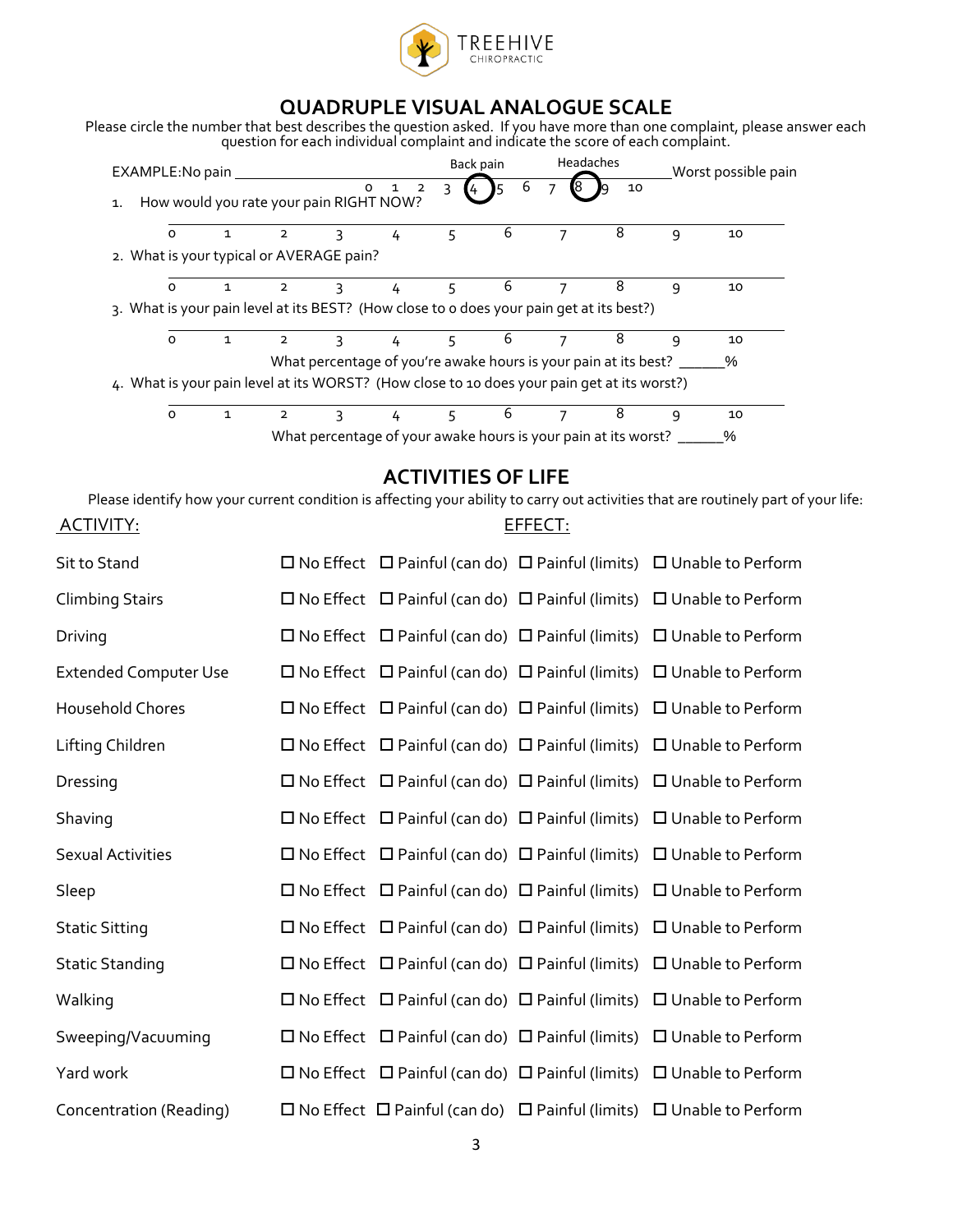TREEHIVE CHIROPRACTIC

## QUADRUPLE VISUAL ANALOGUE SCALE

Please circle the number that best describes the question asked. If you have more than one complaint, please answer each question for each individual complaint and indicate the score of each complaint.

EXAMPLE: No pain ______ 0 1 2 3 (4) 5 6 7 (8) 9 10 ______ Worst possible pain
(Back pain: 4; Headaches: 8)

1. How would you rate your pain RIGHT NOW?

0 1 2 3 4 5 6 7 8 9 10

2. What is your typical or AVERAGE pain?

0 1 2 3 4 5 6 7 8 9 10

3. What is your pain level at its BEST? (How close to 0 does your pain get at its best?)

0 1 2 3 4 5 6 7 8 9 10

What percentage of you're awake hours is your pain at its best? ______%

4. What is your pain level at its WORST? (How close to 10 does your pain get at its worst?)

0 1 2 3 4 5 6 7 8 9 10

What percentage of your awake hours is your pain at its worst? ______%

## ACTIVITIES OF LIFE

Please identify how your current condition is affecting your ability to carry out activities that are routinely part of your life:

| ACTIVITY: | EFFECT: | | | |
|---|---|---|---|---|
| Sit to Stand | ☐ No Effect | ☐ Painful (can do) | ☐ Painful (limits) | ☐ Unable to Perform |
| Climbing Stairs | ☐ No Effect | ☐ Painful (can do) | ☐ Painful (limits) | ☐ Unable to Perform |
| Driving | ☐ No Effect | ☐ Painful (can do) | ☐ Painful (limits) | ☐ Unable to Perform |
| Extended Computer Use | ☐ No Effect | ☐ Painful (can do) | ☐ Painful (limits) | ☐ Unable to Perform |
| Household Chores | ☐ No Effect | ☐ Painful (can do) | ☐ Painful (limits) | ☐ Unable to Perform |
| Lifting Children | ☐ No Effect | ☐ Painful (can do) | ☐ Painful (limits) | ☐ Unable to Perform |
| Dressing | ☐ No Effect | ☐ Painful (can do) | ☐ Painful (limits) | ☐ Unable to Perform |
| Shaving | ☐ No Effect | ☐ Painful (can do) | ☐ Painful (limits) | ☐ Unable to Perform |
| Sexual Activities | ☐ No Effect | ☐ Painful (can do) | ☐ Painful (limits) | ☐ Unable to Perform |
| Sleep | ☐ No Effect | ☐ Painful (can do) | ☐ Painful (limits) | ☐ Unable to Perform |
| Static Sitting | ☐ No Effect | ☐ Painful (can do) | ☐ Painful (limits) | ☐ Unable to Perform |
| Static Standing | ☐ No Effect | ☐ Painful (can do) | ☐ Painful (limits) | ☐ Unable to Perform |
| Walking | ☐ No Effect | ☐ Painful (can do) | ☐ Painful (limits) | ☐ Unable to Perform |
| Sweeping/Vacuuming | ☐ No Effect | ☐ Painful (can do) | ☐ Painful (limits) | ☐ Unable to Perform |
| Yard work | ☐ No Effect | ☐ Painful (can do) | ☐ Painful (limits) | ☐ Unable to Perform |
| Concentration (Reading) | ☐ No Effect | ☐ Painful (can do) | ☐ Painful (limits) | ☐ Unable to Perform |